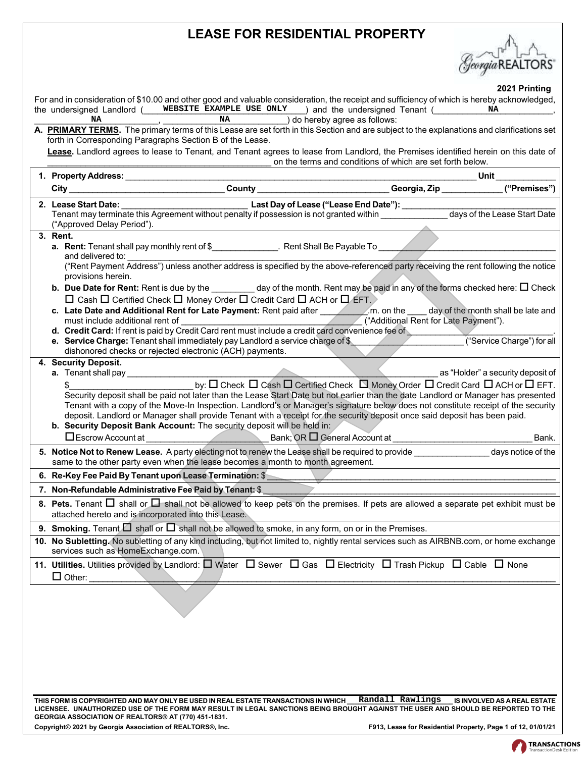# LEASE FOR RESIDENTIAL PROPERTY

**2021 Printing**

For and in consideration of $10.00 and other good and valuable consideration, the receipt and sufficiency of which is hereby acknowledged, the undersigned Landlord (WEBSITE EXAMPLE USE ONLY) and the undersigned Tenant (NA, NA, NA) do hereby agree as follows:

**A. PRIMARY TERMS.** The primary terms of this Lease are set forth in this Section and are subject to the explanations and clarifications set forth in Corresponding Paragraphs Section B of the Lease.

**Lease.** Landlord agrees to lease to Tenant, and Tenant agrees to lease from Landlord, the Premises identified herein on this date of ______________________________ on the terms and conditions of which are set forth below.

**1. Property Address:** ______________________________ **Unit** __________
**City** ______________ **County** ______________ **Georgia, Zip** __________ **("Premises")**

**2. Lease Start Date:** ______________ **Last Day of Lease ("Lease End Date"):** ______________
Tenant may terminate this Agreement without penalty if possession is not granted within __________ days of the Lease Start Date ("Approved Delay Period").

**3. Rent.**

**a. Rent:** Tenant shall pay monthly rent of $__________. Rent Shall Be Payable To ______________________ and delivered to: ______________________________
("Rent Payment Address") unless another address is specified by the above-referenced party receiving the rent following the notice provisions herein.

**b. Due Date for Rent:** Rent is due by the ________ day of the month. Rent may be paid in any of the forms checked here: ☐ Check ☐ Cash ☐ Certified Check ☐ Money Order ☐ Credit Card ☐ ACH or ☐ EFT.

**c. Late Date and Additional Rent for Late Payment:** Rent paid after ________.m. on the ____ day of the month shall be late and must include additional rent of ______________________ ("Additional Rent for Late Payment").

**d. Credit Card:** If rent is paid by Credit Card rent must include a credit card convenience fee of ______________________.

**e. Service Charge:** Tenant shall immediately pay Landlord a service charge of $______________ ("Service Charge") for all dishonored checks or rejected electronic (ACH) payments.

**4. Security Deposit.**

**a.** Tenant shall pay ______________________________ as "Holder" a security deposit of $______________ by: ☐ Check ☐ Cash ☐ Certified Check ☐ Money Order ☐ Credit Card ☐ ACH or ☐ EFT.
Security deposit shall be paid not later than the Lease Start Date but not earlier than the date Landlord or Manager has presented Tenant with a copy of the Move-In Inspection. Landlord's or Manager's signature below does not constitute receipt of the security deposit. Landlord or Manager shall provide Tenant with a receipt for the security deposit once said deposit has been paid.

**b. Security Deposit Bank Account:** The security deposit will be held in:
☐ Escrow Account at ______________ Bank; OR ☐ General Account at ______________ Bank.

**5. Notice Not to Renew Lease.** A party electing not to renew the Lease shall be required to provide __________ days notice of the same to the other party even when the lease becomes a month to month agreement.

**6. Re-Key Fee Paid By Tenant upon Lease Termination:** $______________

**7. Non-Refundable Administrative Fee Paid by Tenant:** $______________

**8. Pets.** Tenant ☐ shall or ☐ shall not be allowed to keep pets on the premises. If pets are allowed a separate pet exhibit must be attached hereto and is incorporated into this Lease.

**9. Smoking.** Tenant ☐ shall or ☐ shall not be allowed to smoke, in any form, on or in the Premises.

**10. No Subletting.** No subletting of any kind including, but not limited to, nightly rental services such as AIRBNB.com, or home exchange services such as HomeExchange.com.

**11. Utilities.** Utilities provided by Landlord: ☐ Water ☐ Sewer ☐ Gas ☐ Electricity ☐ Trash Pickup ☐ Cable ☐ None
☐ Other: ______________________________

THIS FORM IS COPYRIGHTED AND MAY ONLY BE USED IN REAL ESTATE TRANSACTIONS IN WHICH Randall Rawlings IS INVOLVED AS A REAL ESTATE LICENSEE. UNAUTHORIZED USE OF THE FORM MAY RESULT IN LEGAL SANCTIONS BEING BROUGHT AGAINST THE USER AND SHOULD BE REPORTED TO THE GEORGIA ASSOCIATION OF REALTORS® AT (770) 451-1831.

Copyright© 2021 by Georgia Association of REALTORS®, Inc.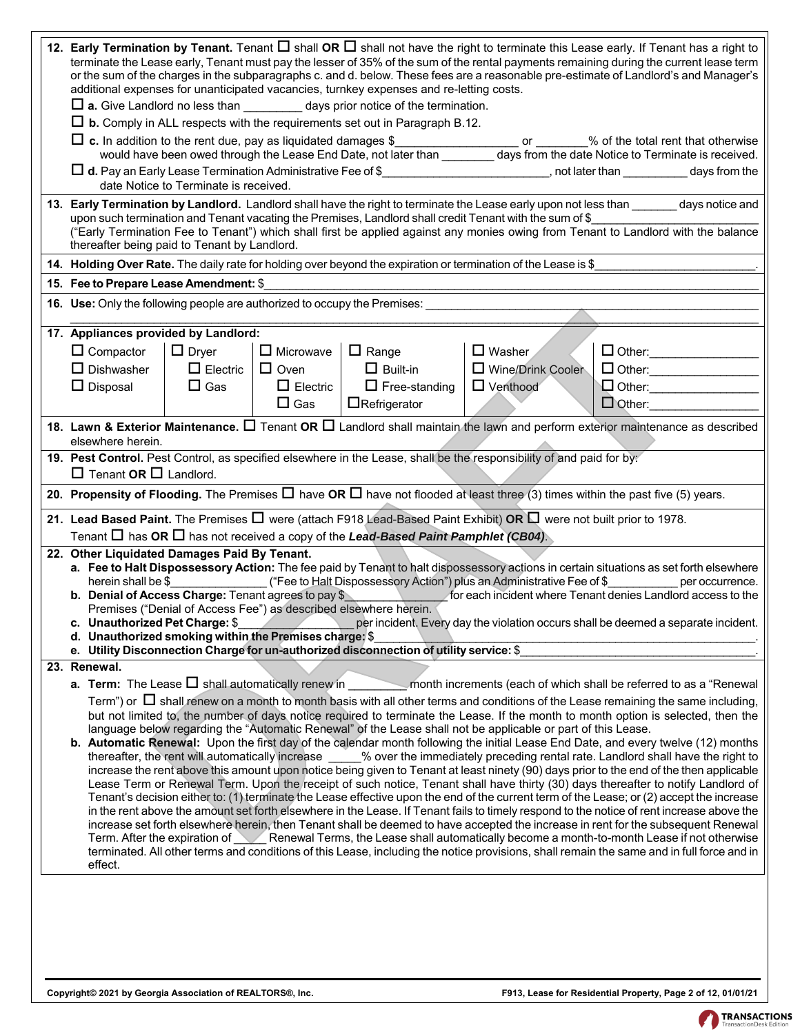**12. Early Termination by Tenant.** Tenant ☐ shall **OR** ☐ shall not have the right to terminate this Lease early. If Tenant has a right to terminate the Lease early, Tenant must pay the lesser of 35% of the sum of the rental payments remaining during the current lease term or the sum of the charges in the subparagraphs c. and d. below. These fees are a reasonable pre-estimate of Landlord's and Manager's additional expenses for unanticipated vacancies, turnkey expenses and re-letting costs.

☐ **a.** Give Landlord no less than _________ days prior notice of the termination.

☐ **b.** Comply in ALL respects with the requirements set out in Paragraph B.12.

☐ **c.** In addition to the rent due, pay as liquidated damages $_________________ or ________% of the total rent that otherwise would have been owed through the Lease End Date, not later than ________ days from the date Notice to Terminate is received.

☐ **d.** Pay an Early Lease Termination Administrative Fee of $________________________, not later than __________ days from the date Notice to Terminate is received.

**13. Early Termination by Landlord.** Landlord shall have the right to terminate the Lease early upon not less than _______ days notice and upon such termination and Tenant vacating the Premises, Landlord shall credit Tenant with the sum of $________________________ ("Early Termination Fee to Tenant") which shall first be applied against any monies owing from Tenant to Landlord with the balance thereafter being paid to Tenant by Landlord.

**14. Holding Over Rate.** The daily rate for holding over beyond the expiration or termination of the Lease is $________________________.

**15. Fee to Prepare Lease Amendment:** $________________________________________________

**16. Use:** Only the following people are authorized to occupy the Premises: ________________________________________________

________________________________________________________________________________________________

**17. Appliances provided by Landlord:**

| | | | | | |
|---|---|---|---|---|---|
| ☐ Compactor | ☐ Dryer | ☐ Microwave | ☐ Range | ☐ Washer | ☐ Other:________________ |
| ☐ Dishwasher | ☐ Electric | ☐ Oven | ☐ Built-in | ☐ Wine/Drink Cooler | ☐ Other:________________ |
| ☐ Disposal | ☐ Gas | ☐ Electric | ☐ Free-standing | ☐ Venthood | ☐ Other:________________ |
| | | ☐ Gas | ☐ Refrigerator | | ☐ Other:________________ |

**18. Lawn & Exterior Maintenance.** ☐ Tenant **OR** ☐ Landlord shall maintain the lawn and perform exterior maintenance as described elsewhere herein.

**19. Pest Control.** Pest Control, as specified elsewhere in the Lease, shall be the responsibility of and paid for by:
☐ Tenant **OR** ☐ Landlord.

**20. Propensity of Flooding.** The Premises ☐ have **OR** ☐ have not flooded at least three (3) times within the past five (5) years.

**21. Lead Based Paint.** The Premises ☐ were (attach F918 Lead-Based Paint Exhibit) **OR** ☐ were not built prior to 1978.
Tenant ☐ has **OR** ☐ has not received a copy of the ***Lead-Based Paint Pamphlet (CB04)***.

**22. Other Liquidated Damages Paid By Tenant.**

**a. Fee to Halt Dispossessory Action:** The fee paid by Tenant to halt dispossessory actions in certain situations as set forth elsewhere herein shall be $_______________ ("Fee to Halt Dispossessory Action") plus an Administrative Fee of $__________ per occurrence.

**b. Denial of Access Charge:** Tenant agrees to pay $_______________ for each incident where Tenant denies Landlord access to the Premises ("Denial of Access Fee") as described elsewhere herein.

**c. Unauthorized Pet Charge:** $_______________ per incident. Every day the violation occurs shall be deemed a separate incident.

**d. Unauthorized smoking within the Premises charge:** $________________________________________________.

**e. Utility Disconnection Charge for un-authorized disconnection of utility service:** $________________________________.

**23. Renewal.**

**a. Term:** The Lease ☐ shall automatically renew in _________ month increments (each of which shall be referred to as a "Renewal Term") or ☐ shall renew on a month to month basis with all other terms and conditions of the Lease remaining the same including, but not limited to, the number of days notice required to terminate the Lease. If the month to month option is selected, then the language below regarding the "Automatic Renewal" of the Lease shall not be applicable or part of this Lease.

**b. Automatic Renewal:** Upon the first day of the calendar month following the initial Lease End Date, and every twelve (12) months thereafter, the rent will automatically increase _____% over the immediately preceding rental rate. Landlord shall have the right to increase the rent above this amount upon notice being given to Tenant at least ninety (90) days prior to the end of the then applicable Lease Term or Renewal Term. Upon the receipt of such notice, Tenant shall have thirty (30) days thereafter to notify Landlord of Tenant's decision either to: (1) terminate the Lease effective upon the end of the current term of the Lease; or (2) accept the increase in the rent above the amount set forth elsewhere in the Lease. If Tenant fails to timely respond to the notice of rent increase above the increase set forth elsewhere herein, then Tenant shall be deemed to have accepted the increase in rent for the subsequent Renewal Term. After the expiration of _____ Renewal Terms, the Lease shall automatically become a month-to-month Lease if not otherwise terminated. All other terms and conditions of this Lease, including the notice provisions, shall remain the same and in full force and effect.

Copyright© 2021 by Georgia Association of REALTORS®, Inc. F913, Lease for Residential Property, 01/01/21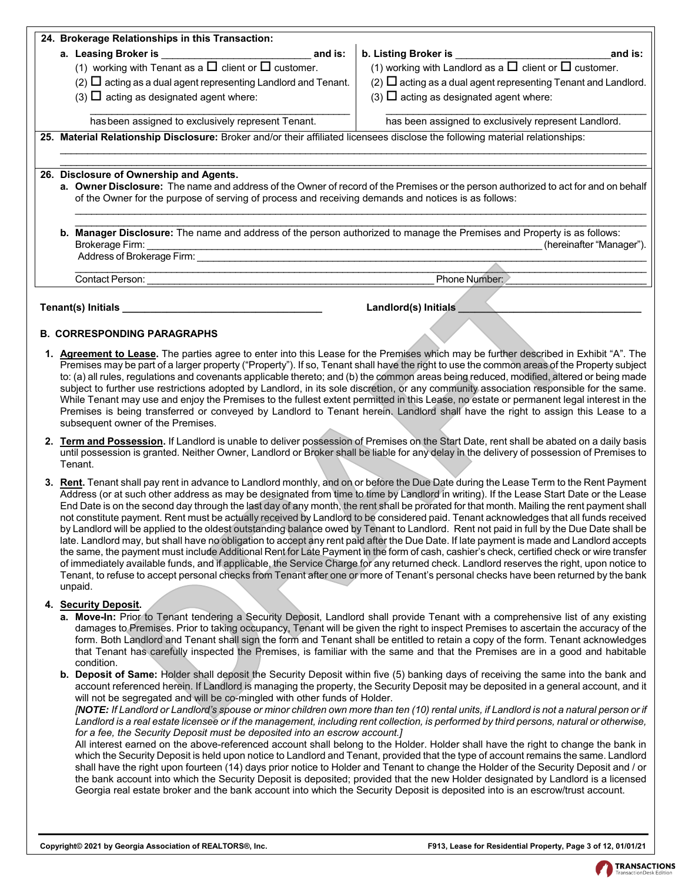**24. Brokerage Relationships in this Transaction:**

**a. Leasing Broker is** ______________________________ **and is:**

(1) working with Tenant as a ☐ client or ☐ customer.

(2) ☐ acting as a dual agent representing Landlord and Tenant.

(3) ☐ acting as designated agent where:

______________________________________________________

has been assigned to exclusively represent Tenant.

**b. Listing Broker is** ______________________________ **and is:**

(1) working with Landlord as a ☐ client or ☐ customer.

(2) ☐ acting as a dual agent representing Tenant and Landlord.

(3) ☐ acting as designated agent where:

______________________________________________________

has been assigned to exclusively represent Landlord.

**25. Material Relationship Disclosure:** Broker and/or their affiliated licensees disclose the following material relationships:

______________________________________________________________________________________________

______________________________________________________________________________________________

**26. Disclosure of Ownership and Agents.**

**a. Owner Disclosure:** The name and address of the Owner of record of the Premises or the person authorized to act for and on behalf of the Owner for the purpose of serving of process and receiving demands and notices is as follows:

______________________________________________________________________________________________

______________________________________________________________________________________________

**b. Manager Disclosure:** The name and address of the person authorized to manage the Premises and Property is as follows:
Brokerage Firm: ______________________________________________________________ (hereinafter "Manager").
Address of Brokerage Firm: _______________________________________________________________________

______________________________________________________________________________________________

Contact Person: ______________________________________________ Phone Number: ______________________

**Tenant(s) Initials** ______________________________ **Landlord(s) Initials** ______________________________

## B. CORRESPONDING PARAGRAPHS

1. **Agreement to Lease.** The parties agree to enter into this Lease for the Premises which may be further described in Exhibit "A". The Premises may be part of a larger property ("Property"). If so, Tenant shall have the right to use the common areas of the Property subject to: (a) all rules, regulations and covenants applicable thereto; and (b) the common areas being reduced, modified, altered or being made subject to further use restrictions adopted by Landlord, in its sole discretion, or any community association responsible for the same. While Tenant may use and enjoy the Premises to the fullest extent permitted in this Lease, no estate or permanent legal interest in the Premises is being transferred or conveyed by Landlord to Tenant herein. Landlord shall have the right to assign this Lease to a subsequent owner of the Premises.

2. **Term and Possession.** If Landlord is unable to deliver possession of Premises on the Start Date, rent shall be abated on a daily basis until possession is granted. Neither Owner, Landlord or Broker shall be liable for any delay in the delivery of possession of Premises to Tenant.

3. **Rent.** Tenant shall pay rent in advance to Landlord monthly, and on or before the Due Date during the Lease Term to the Rent Payment Address (or at such other address as may be designated from time to time by Landlord in writing). If the Lease Start Date or the Lease End Date is on the second day through the last day of any month, the rent shall be prorated for that month. Mailing the rent payment shall not constitute payment. Rent must be actually received by Landlord to be considered paid. Tenant acknowledges that all funds received by Landlord will be applied to the oldest outstanding balance owed by Tenant to Landlord. Rent not paid in full by the Due Date shall be late. Landlord may, but shall have no obligation to accept any rent paid after the Due Date. If late payment is made and Landlord accepts the same, the payment must include Additional Rent for Late Payment in the form of cash, cashier's check, certified check or wire transfer of immediately available funds, and if applicable, the Service Charge for any returned check. Landlord reserves the right, upon notice to Tenant, to refuse to accept personal checks from Tenant after one or more of Tenant's personal checks have been returned by the bank unpaid.

4. **Security Deposit.**

   **a. Move-In:** Prior to Tenant tendering a Security Deposit, Landlord shall provide Tenant with a comprehensive list of any existing damages to Premises. Prior to taking occupancy, Tenant will be given the right to inspect Premises to ascertain the accuracy of the form. Both Landlord and Tenant shall sign the form and Tenant shall be entitled to retain a copy of the form. Tenant acknowledges that Tenant has carefully inspected the Premises, is familiar with the same and that the Premises are in a good and habitable condition.

   **b. Deposit of Same:** Holder shall deposit the Security Deposit within five (5) banking days of receiving the same into the bank and account referenced herein. If Landlord is managing the property, the Security Deposit may be deposited in a general account, and it will not be segregated and will be co-mingled with other funds of Holder.
   *[NOTE: If Landlord or Landlord's spouse or minor children own more than ten (10) rental units, if Landlord is not a natural person or if Landlord is a real estate licensee or if the management, including rent collection, is performed by third persons, natural or otherwise, for a fee, the Security Deposit must be deposited into an escrow account.]*
   All interest earned on the above-referenced account shall belong to the Holder. Holder shall have the right to change the bank in which the Security Deposit is held upon notice to Landlord and Tenant, provided that the type of account remains the same. Landlord shall have the right upon fourteen (14) days prior notice to Holder and Tenant to change the Holder of the Security Deposit and / or the bank account into which the Security Deposit is deposited; provided that the new Holder designated by Landlord is a licensed Georgia real estate broker and the bank account into which the Security Deposit is deposited into is an escrow/trust account.

Copyright© 2021 by Georgia Association of REALTORS®, Inc. F913, Lease for Residential Property, Page 3 of 12, 01/01/21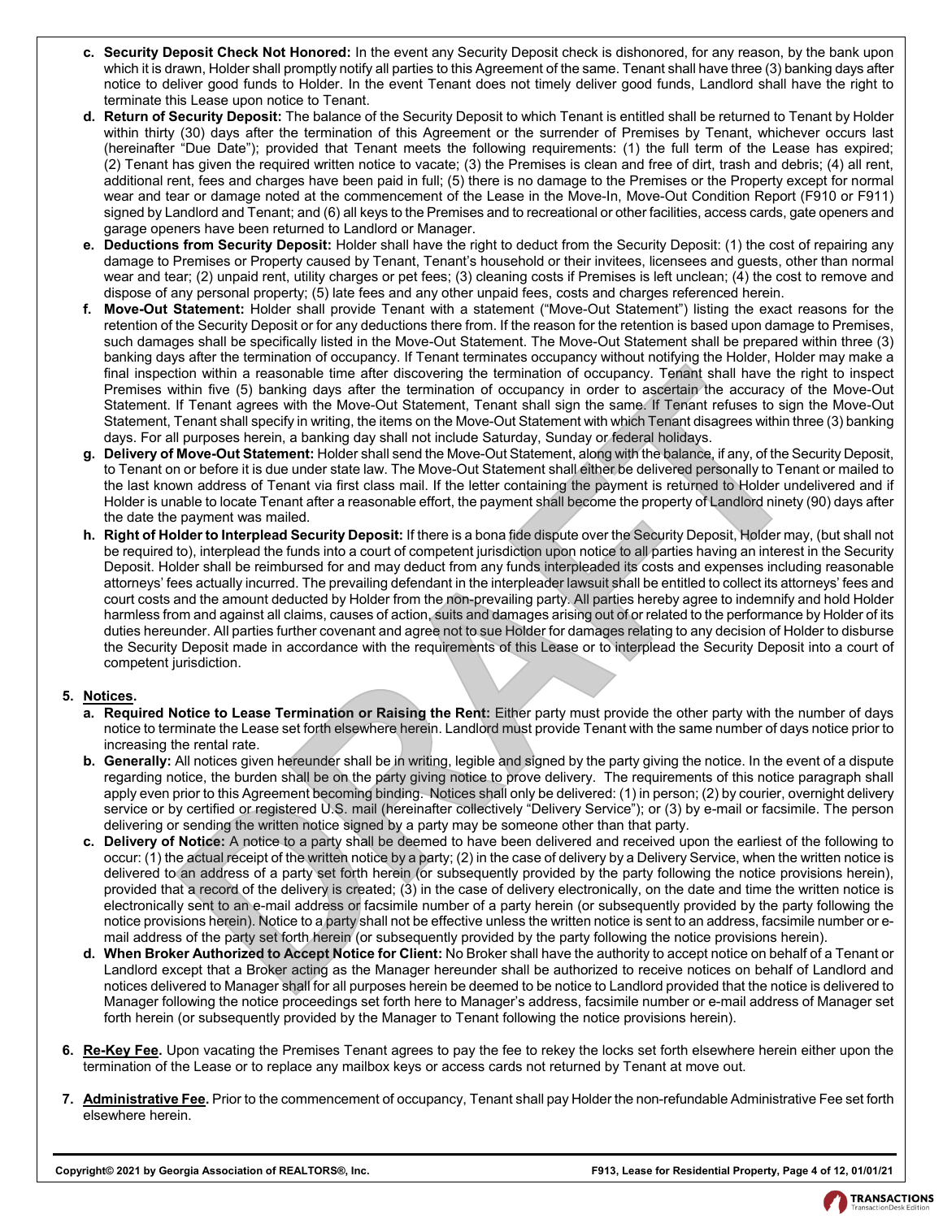c. **Security Deposit Check Not Honored:** In the event any Security Deposit check is dishonored, for any reason, by the bank upon which it is drawn, Holder shall promptly notify all parties to this Agreement of the same. Tenant shall have three (3) banking days after notice to deliver good funds to Holder. In the event Tenant does not timely deliver good funds, Landlord shall have the right to terminate this Lease upon notice to Tenant.

d. **Return of Security Deposit:** The balance of the Security Deposit to which Tenant is entitled shall be returned to Tenant by Holder within thirty (30) days after the termination of this Agreement or the surrender of Premises by Tenant, whichever occurs last (hereinafter "Due Date"); provided that Tenant meets the following requirements: (1) the full term of the Lease has expired; (2) Tenant has given the required written notice to vacate; (3) the Premises is clean and free of dirt, trash and debris; (4) all rent, additional rent, fees and charges have been paid in full; (5) there is no damage to the Premises or the Property except for normal wear and tear or damage noted at the commencement of the Lease in the Move-In, Move-Out Condition Report (F910 or F911) signed by Landlord and Tenant; and (6) all keys to the Premises and to recreational or other facilities, access cards, gate openers and garage openers have been returned to Landlord or Manager.

e. **Deductions from Security Deposit:** Holder shall have the right to deduct from the Security Deposit: (1) the cost of repairing any damage to Premises or Property caused by Tenant, Tenant's household or their invitees, licensees and guests, other than normal wear and tear; (2) unpaid rent, utility charges or pet fees; (3) cleaning costs if Premises is left unclean; (4) the cost to remove and dispose of any personal property; (5) late fees and any other unpaid fees, costs and charges referenced herein.

f. **Move-Out Statement:** Holder shall provide Tenant with a statement ("Move-Out Statement") listing the exact reasons for the retention of the Security Deposit or for any deductions there from. If the reason for the retention is based upon damage to Premises, such damages shall be specifically listed in the Move-Out Statement. The Move-Out Statement shall be prepared within three (3) banking days after the termination of occupancy. If Tenant terminates occupancy without notifying the Holder, Holder may make a final inspection within a reasonable time after discovering the termination of occupancy. Tenant shall have the right to inspect Premises within five (5) banking days after the termination of occupancy in order to ascertain the accuracy of the Move-Out Statement. If Tenant agrees with the Move-Out Statement, Tenant shall sign the same. If Tenant refuses to sign the Move-Out Statement, Tenant shall specify in writing, the items on the Move-Out Statement with which Tenant disagrees within three (3) banking days. For all purposes herein, a banking day shall not include Saturday, Sunday or federal holidays.

g. **Delivery of Move-Out Statement:** Holder shall send the Move-Out Statement, along with the balance, if any, of the Security Deposit, to Tenant on or before it is due under state law. The Move-Out Statement shall either be delivered personally to Tenant or mailed to the last known address of Tenant via first class mail. If the letter containing the payment is returned to Holder undelivered and if Holder is unable to locate Tenant after a reasonable effort, the payment shall become the property of Landlord ninety (90) days after the date the payment was mailed.

h. **Right of Holder to Interplead Security Deposit:** If there is a bona fide dispute over the Security Deposit, Holder may, (but shall not be required to), interplead the funds into a court of competent jurisdiction upon notice to all parties having an interest in the Security Deposit. Holder shall be reimbursed for and may deduct from any funds interpleaded its costs and expenses including reasonable attorneys' fees actually incurred. The prevailing defendant in the interpleader lawsuit shall be entitled to collect its attorneys' fees and court costs and the amount deducted by Holder from the non-prevailing party. All parties hereby agree to indemnify and hold Holder harmless from and against all claims, causes of action, suits and damages arising out of or related to the performance by Holder of its duties hereunder. All parties further covenant and agree not to sue Holder for damages relating to any decision of Holder to disburse the Security Deposit made in accordance with the requirements of this Lease or to interplead the Security Deposit into a court of competent jurisdiction.

5. **Notices.**

a. **Required Notice to Lease Termination or Raising the Rent:** Either party must provide the other party with the number of days notice to terminate the Lease set forth elsewhere herein. Landlord must provide Tenant with the same number of days notice prior to increasing the rental rate.

b. **Generally:** All notices given hereunder shall be in writing, legible and signed by the party giving the notice. In the event of a dispute regarding notice, the burden shall be on the party giving notice to prove delivery. The requirements of this notice paragraph shall apply even prior to this Agreement becoming binding. Notices shall only be delivered: (1) in person; (2) by courier, overnight delivery service or by certified or registered U.S. mail (hereinafter collectively "Delivery Service"); or (3) by e-mail or facsimile. The person delivering or sending the written notice signed by a party may be someone other than that party.

c. **Delivery of Notice:** A notice to a party shall be deemed to have been delivered and received upon the earliest of the following to occur: (1) the actual receipt of the written notice by a party; (2) in the case of delivery by a Delivery Service, when the written notice is delivered to an address of a party set forth herein (or subsequently provided by the party following the notice provisions herein), provided that a record of the delivery is created; (3) in the case of delivery electronically, on the date and time the written notice is electronically sent to an e-mail address or facsimile number of a party herein (or subsequently provided by the party following the notice provisions herein). Notice to a party shall not be effective unless the written notice is sent to an address, facsimile number or e-mail address of the party set forth herein (or subsequently provided by the party following the notice provisions herein).

d. **When Broker Authorized to Accept Notice for Client:** No Broker shall have the authority to accept notice on behalf of a Tenant or Landlord except that a Broker acting as the Manager hereunder shall be authorized to receive notices on behalf of Landlord and notices delivered to Manager shall for all purposes herein be deemed to be notice to Landlord provided that the notice is delivered to Manager following the notice proceedings set forth here to Manager's address, facsimile number or e-mail address of Manager set forth herein (or subsequently provided by the Manager to Tenant following the notice provisions herein).

6. **Re-Key Fee.** Upon vacating the Premises Tenant agrees to pay the fee to rekey the locks set forth elsewhere herein either upon the termination of the Lease or to replace any mailbox keys or access cards not returned by Tenant at move out.

7. **Administrative Fee.** Prior to the commencement of occupancy, Tenant shall pay Holder the non-refundable Administrative Fee set forth elsewhere herein.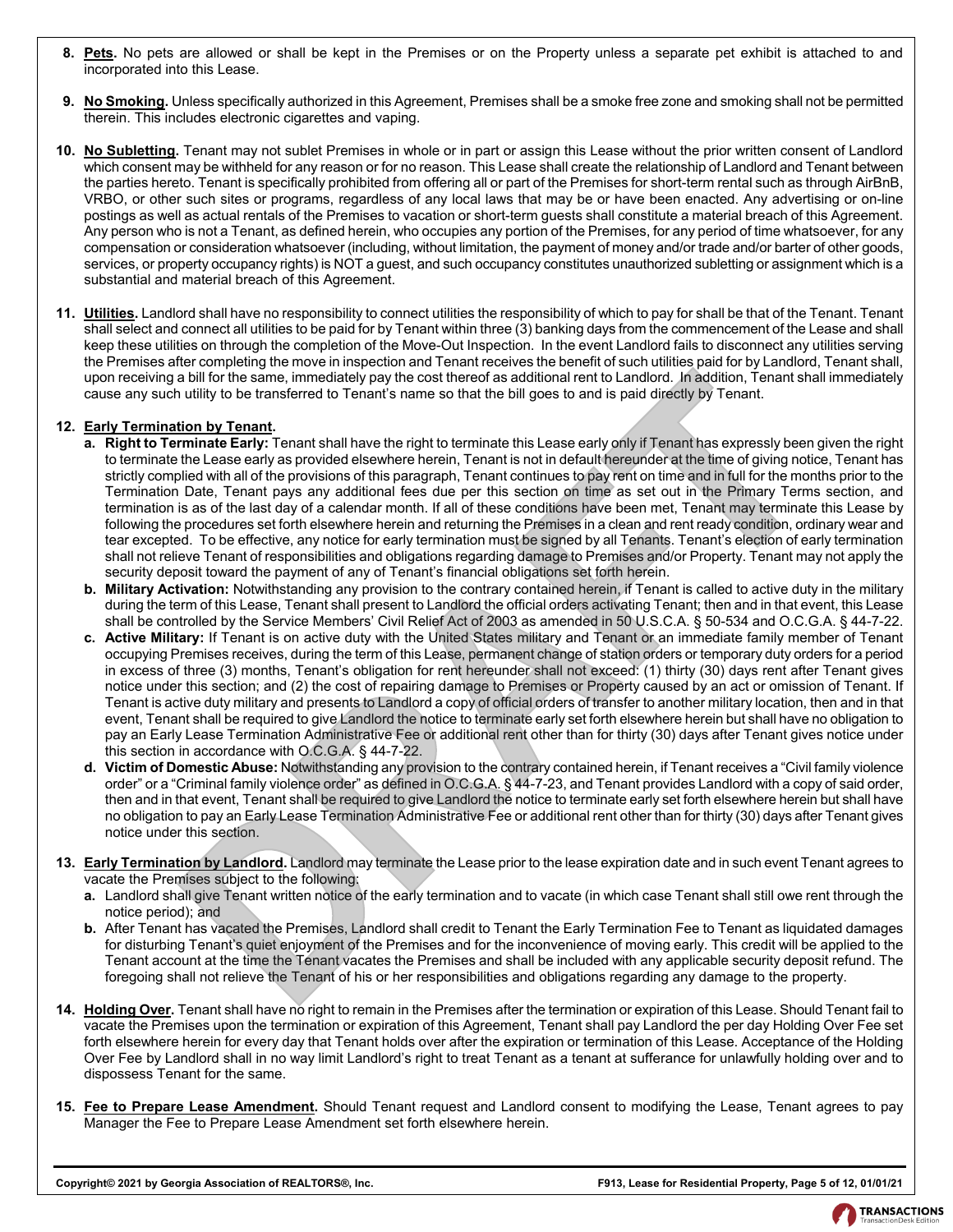8. **Pets.** No pets are allowed or shall be kept in the Premises or on the Property unless a separate pet exhibit is attached to and incorporated into this Lease.

9. **No Smoking.** Unless specifically authorized in this Agreement, Premises shall be a smoke free zone and smoking shall not be permitted therein. This includes electronic cigarettes and vaping.

10. **No Subletting.** Tenant may not sublet Premises in whole or in part or assign this Lease without the prior written consent of Landlord which consent may be withheld for any reason or for no reason. This Lease shall create the relationship of Landlord and Tenant between the parties hereto. Tenant is specifically prohibited from offering all or part of the Premises for short-term rental such as through AirBnB, VRBO, or other such sites or programs, regardless of any local laws that may be or have been enacted. Any advertising or on-line postings as well as actual rentals of the Premises to vacation or short-term guests shall constitute a material breach of this Agreement. Any person who is not a Tenant, as defined herein, who occupies any portion of the Premises, for any period of time whatsoever, for any compensation or consideration whatsoever (including, without limitation, the payment of money and/or trade and/or barter of other goods, services, or property occupancy rights) is NOT a guest, and such occupancy constitutes unauthorized subletting or assignment which is a substantial and material breach of this Agreement.

11. **Utilities.** Landlord shall have no responsibility to connect utilities the responsibility of which to pay for shall be that of the Tenant. Tenant shall select and connect all utilities to be paid for by Tenant within three (3) banking days from the commencement of the Lease and shall keep these utilities on through the completion of the Move-Out Inspection. In the event Landlord fails to disconnect any utilities serving the Premises after completing the move in inspection and Tenant receives the benefit of such utilities paid for by Landlord, Tenant shall, upon receiving a bill for the same, immediately pay the cost thereof as additional rent to Landlord. In addition, Tenant shall immediately cause any such utility to be transferred to Tenant's name so that the bill goes to and is paid directly by Tenant.

12. **Early Termination by Tenant.**
    - **a. Right to Terminate Early:** Tenant shall have the right to terminate this Lease early only if Tenant has expressly been given the right to terminate the Lease early as provided elsewhere herein, Tenant is not in default hereunder at the time of giving notice, Tenant has strictly complied with all of the provisions of this paragraph, Tenant continues to pay rent on time and in full for the months prior to the Termination Date, Tenant pays any additional fees due per this section on time as set out in the Primary Terms section, and termination is as of the last day of a calendar month. If all of these conditions have been met, Tenant may terminate this Lease by following the procedures set forth elsewhere herein and returning the Premises in a clean and rent ready condition, ordinary wear and tear excepted. To be effective, any notice for early termination must be signed by all Tenants. Tenant's election of early termination shall not relieve Tenant of responsibilities and obligations regarding damage to Premises and/or Property. Tenant may not apply the security deposit toward the payment of any of Tenant's financial obligations set forth herein.
    - **b. Military Activation:** Notwithstanding any provision to the contrary contained herein, if Tenant is called to active duty in the military during the term of this Lease, Tenant shall present to Landlord the official orders activating Tenant; then and in that event, this Lease shall be controlled by the Service Members' Civil Relief Act of 2003 as amended in 50 U.S.C.A. § 50-534 and O.C.G.A. § 44-7-22.
    - **c. Active Military:** If Tenant is on active duty with the United States military and Tenant or an immediate family member of Tenant occupying Premises receives, during the term of this Lease, permanent change of station orders or temporary duty orders for a period in excess of three (3) months, Tenant's obligation for rent hereunder shall not exceed: (1) thirty (30) days rent after Tenant gives notice under this section; and (2) the cost of repairing damage to Premises or Property caused by an act or omission of Tenant. If Tenant is active duty military and presents to Landlord a copy of official orders of transfer to another military location, then and in that event, Tenant shall be required to give Landlord the notice to terminate early set forth elsewhere herein but shall have no obligation to pay an Early Lease Termination Administrative Fee or additional rent other than for thirty (30) days after Tenant gives notice under this section in accordance with O.C.G.A. § 44-7-22.
    - **d. Victim of Domestic Abuse:** Notwithstanding any provision to the contrary contained herein, if Tenant receives a "Civil family violence order" or a "Criminal family violence order" as defined in O.C.G.A. § 44-7-23, and Tenant provides Landlord with a copy of said order, then and in that event, Tenant shall be required to give Landlord the notice to terminate early set forth elsewhere herein but shall have no obligation to pay an Early Lease Termination Administrative Fee or additional rent other than for thirty (30) days after Tenant gives notice under this section.

13. **Early Termination by Landlord.** Landlord may terminate the Lease prior to the lease expiration date and in such event Tenant agrees to vacate the Premises subject to the following:
    - **a.** Landlord shall give Tenant written notice of the early termination and to vacate (in which case Tenant shall still owe rent through the notice period); and
    - **b.** After Tenant has vacated the Premises, Landlord shall credit to Tenant the Early Termination Fee to Tenant as liquidated damages for disturbing Tenant's quiet enjoyment of the Premises and for the inconvenience of moving early. This credit will be applied to the Tenant account at the time the Tenant vacates the Premises and shall be included with any applicable security deposit refund. The foregoing shall not relieve the Tenant of his or her responsibilities and obligations regarding any damage to the property.

14. **Holding Over.** Tenant shall have no right to remain in the Premises after the termination or expiration of this Lease. Should Tenant fail to vacate the Premises upon the termination or expiration of this Agreement, Tenant shall pay Landlord the per day Holding Over Fee set forth elsewhere herein for every day that Tenant holds over after the expiration or termination of this Lease. Acceptance of the Holding Over Fee by Landlord shall in no way limit Landlord's right to treat Tenant as a tenant at sufferance for unlawfully holding over and to dispossess Tenant for the same.

15. **Fee to Prepare Lease Amendment.** Should Tenant request and Landlord consent to modifying the Lease, Tenant agrees to pay Manager the Fee to Prepare Lease Amendment set forth elsewhere herein.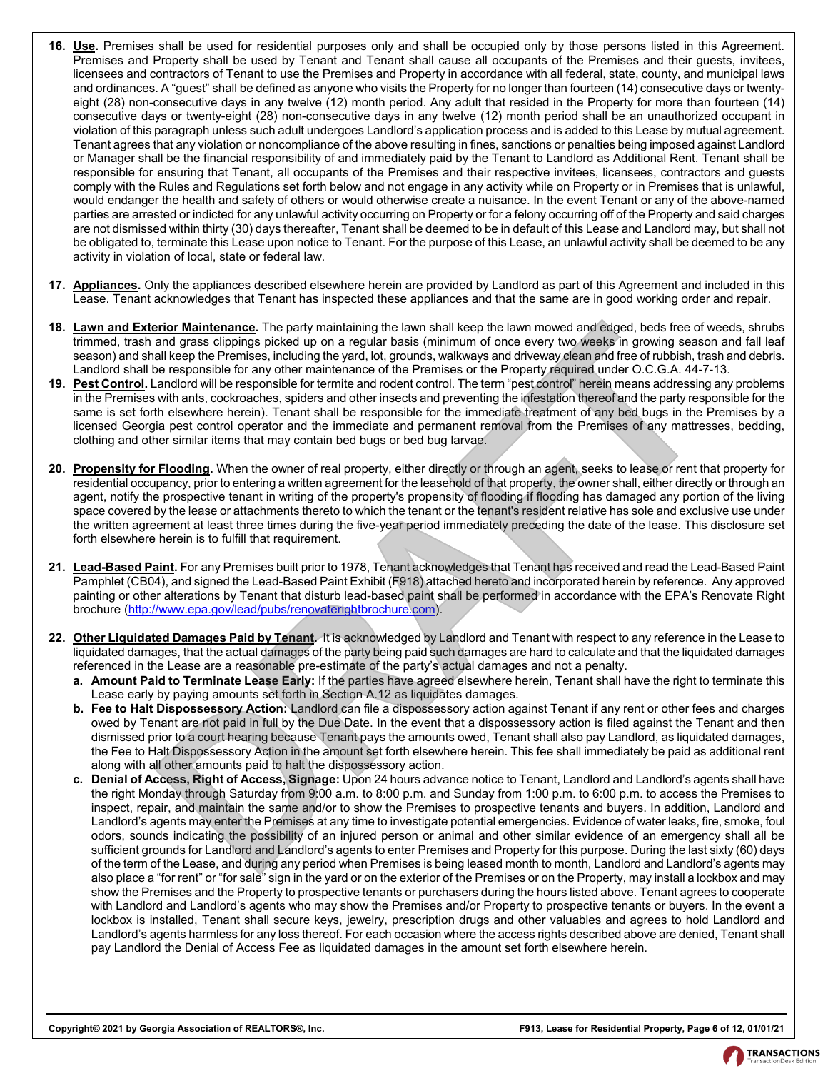16. **Use.** Premises shall be used for residential purposes only and shall be occupied only by those persons listed in this Agreement. Premises and Property shall be used by Tenant and Tenant shall cause all occupants of the Premises and their guests, invitees, licensees and contractors of Tenant to use the Premises and Property in accordance with all federal, state, county, and municipal laws and ordinances. A "guest" shall be defined as anyone who visits the Property for no longer than fourteen (14) consecutive days or twenty-eight (28) non-consecutive days in any twelve (12) month period. Any adult that resided in the Property for more than fourteen (14) consecutive days or twenty-eight (28) non-consecutive days in any twelve (12) month period shall be an unauthorized occupant in violation of this paragraph unless such adult undergoes Landlord's application process and is added to this Lease by mutual agreement. Tenant agrees that any violation or noncompliance of the above resulting in fines, sanctions or penalties being imposed against Landlord or Manager shall be the financial responsibility of and immediately paid by the Tenant to Landlord as Additional Rent. Tenant shall be responsible for ensuring that Tenant, all occupants of the Premises and their respective invitees, licensees, contractors and guests comply with the Rules and Regulations set forth below and not engage in any activity while on Property or in Premises that is unlawful, would endanger the health and safety of others or would otherwise create a nuisance. In the event Tenant or any of the above-named parties are arrested or indicted for any unlawful activity occurring on Property or for a felony occurring off of the Property and said charges are not dismissed within thirty (30) days thereafter, Tenant shall be deemed to be in default of this Lease and Landlord may, but shall not be obligated to, terminate this Lease upon notice to Tenant. For the purpose of this Lease, an unlawful activity shall be deemed to be any activity in violation of local, state or federal law.

17. **Appliances.** Only the appliances described elsewhere herein are provided by Landlord as part of this Agreement and included in this Lease. Tenant acknowledges that Tenant has inspected these appliances and that the same are in good working order and repair.

18. **Lawn and Exterior Maintenance.** The party maintaining the lawn shall keep the lawn mowed and edged, beds free of weeds, shrubs trimmed, trash and grass clippings picked up on a regular basis (minimum of once every two weeks in growing season and fall leaf season) and shall keep the Premises, including the yard, lot, grounds, walkways and driveway clean and free of rubbish, trash and debris. Landlord shall be responsible for any other maintenance of the Premises or the Property required under O.C.G.A. 44-7-13.

19. **Pest Control.** Landlord will be responsible for termite and rodent control. The term "pest control" herein means addressing any problems in the Premises with ants, cockroaches, spiders and other insects and preventing the infestation thereof and the party responsible for the same is set forth elsewhere herein). Tenant shall be responsible for the immediate treatment of any bed bugs in the Premises by a licensed Georgia pest control operator and the immediate and permanent removal from the Premises of any mattresses, bedding, clothing and other similar items that may contain bed bugs or bed bug larvae.

20. **Propensity for Flooding.** When the owner of real property, either directly or through an agent, seeks to lease or rent that property for residential occupancy, prior to entering a written agreement for the leasehold of that property, the owner shall, either directly or through an agent, notify the prospective tenant in writing of the property's propensity of flooding if flooding has damaged any portion of the living space covered by the lease or attachments thereto to which the tenant or the tenant's resident relative has sole and exclusive use under the written agreement at least three times during the five-year period immediately preceding the date of the lease. This disclosure set forth elsewhere herein is to fulfill that requirement.

21. **Lead-Based Paint.** For any Premises built prior to 1978, Tenant acknowledges that Tenant has received and read the Lead-Based Paint Pamphlet (CB04), and signed the Lead-Based Paint Exhibit (F918) attached hereto and incorporated herein by reference. Any approved painting or other alterations by Tenant that disturb lead-based paint shall be performed in accordance with the EPA's Renovate Right brochure (http://www.epa.gov/lead/pubs/renovaterightbrochure.com).

22. **Other Liquidated Damages Paid by Tenant.** It is acknowledged by Landlord and Tenant with respect to any reference in the Lease to liquidated damages, that the actual damages of the party being paid such damages are hard to calculate and that the liquidated damages referenced in the Lease are a reasonable pre-estimate of the party's actual damages and not a penalty.

    a. **Amount Paid to Terminate Lease Early:** If the parties have agreed elsewhere herein, Tenant shall have the right to terminate this Lease early by paying amounts set forth in Section A.12 as liquidates damages.

    b. **Fee to Halt Dispossessory Action:** Landlord can file a dispossessory action against Tenant if any rent or other fees and charges owed by Tenant are not paid in full by the Due Date. In the event that a dispossessory action is filed against the Tenant and then dismissed prior to a court hearing because Tenant pays the amounts owed, Tenant shall also pay Landlord, as liquidated damages, the Fee to Halt Dispossessory Action in the amount set forth elsewhere herein. This fee shall immediately be paid as additional rent along with all other amounts paid to halt the dispossessory action.

    c. **Denial of Access, Right of Access, Signage:** Upon 24 hours advance notice to Tenant, Landlord and Landlord's agents shall have the right Monday through Saturday from 9:00 a.m. to 8:00 p.m. and Sunday from 1:00 p.m. to 6:00 p.m. to access the Premises to inspect, repair, and maintain the same and/or to show the Premises to prospective tenants and buyers. In addition, Landlord and Landlord's agents may enter the Premises at any time to investigate potential emergencies. Evidence of water leaks, fire, smoke, foul odors, sounds indicating the possibility of an injured person or animal and other similar evidence of an emergency shall all be sufficient grounds for Landlord and Landlord's agents to enter Premises and Property for this purpose. During the last sixty (60) days of the term of the Lease, and during any period when Premises is being leased month to month, Landlord and Landlord's agents may also place a "for rent" or "for sale" sign in the yard or on the exterior of the Premises or on the Property, may install a lockbox and may show the Premises and the Property to prospective tenants or purchasers during the hours listed above. Tenant agrees to cooperate with Landlord and Landlord's agents who may show the Premises and/or Property to prospective tenants or buyers. In the event a lockbox is installed, Tenant shall secure keys, jewelry, prescription drugs and other valuables and agrees to hold Landlord and Landlord's agents harmless for any loss thereof. For each occasion where the access rights described above are denied, Tenant shall pay Landlord the Denial of Access Fee as liquidated damages in the amount set forth elsewhere herein.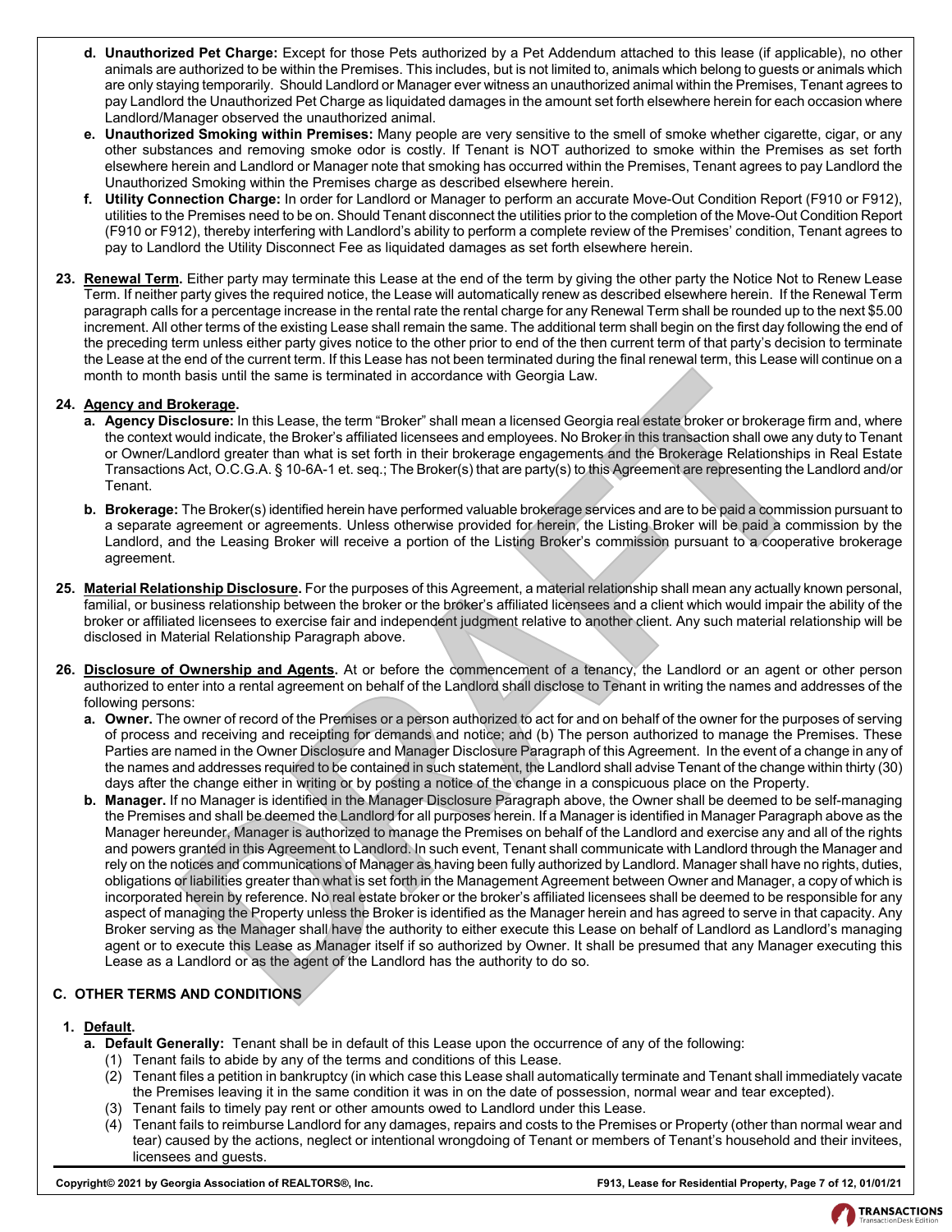**d. Unauthorized Pet Charge:** Except for those Pets authorized by a Pet Addendum attached to this lease (if applicable), no other animals are authorized to be within the Premises. This includes, but is not limited to, animals which belong to guests or animals which are only staying temporarily. Should Landlord or Manager ever witness an unauthorized animal within the Premises, Tenant agrees to pay Landlord the Unauthorized Pet Charge as liquidated damages in the amount set forth elsewhere herein for each occasion where Landlord/Manager observed the unauthorized animal.

**e. Unauthorized Smoking within Premises:** Many people are very sensitive to the smell of smoke whether cigarette, cigar, or any other substances and removing smoke odor is costly. If Tenant is NOT authorized to smoke within the Premises as set forth elsewhere herein and Landlord or Manager note that smoking has occurred within the Premises, Tenant agrees to pay Landlord the Unauthorized Smoking within the Premises charge as described elsewhere herein.

**f. Utility Connection Charge:** In order for Landlord or Manager to perform an accurate Move-Out Condition Report (F910 or F912), utilities to the Premises need to be on. Should Tenant disconnect the utilities prior to the completion of the Move-Out Condition Report (F910 or F912), thereby interfering with Landlord's ability to perform a complete review of the Premises' condition, Tenant agrees to pay to Landlord the Utility Disconnect Fee as liquidated damages as set forth elsewhere herein.

**23. Renewal Term.** Either party may terminate this Lease at the end of the term by giving the other party the Notice Not to Renew Lease Term. If neither party gives the required notice, the Lease will automatically renew as described elsewhere herein. If the Renewal Term paragraph calls for a percentage increase in the rental rate the rental charge for any Renewal Term shall be rounded up to the next $5.00 increment. All other terms of the existing Lease shall remain the same. The additional term shall begin on the first day following the end of the preceding term unless either party gives notice to the other prior to end of the then current term of that party's decision to terminate the Lease at the end of the current term. If this Lease has not been terminated during the final renewal term, this Lease will continue on a month to month basis until the same is terminated in accordance with Georgia Law.

**24. Agency and Brokerage.**

**a. Agency Disclosure:** In this Lease, the term "Broker" shall mean a licensed Georgia real estate broker or brokerage firm and, where the context would indicate, the Broker's affiliated licensees and employees. No Broker in this transaction shall owe any duty to Tenant or Owner/Landlord greater than what is set forth in their brokerage engagements and the Brokerage Relationships in Real Estate Transactions Act, O.C.G.A. § 10-6A-1 et. seq.; The Broker(s) that are party(s) to this Agreement are representing the Landlord and/or Tenant.

**b. Brokerage:** The Broker(s) identified herein have performed valuable brokerage services and are to be paid a commission pursuant to a separate agreement or agreements. Unless otherwise provided for herein, the Listing Broker will be paid a commission by the Landlord, and the Leasing Broker will receive a portion of the Listing Broker's commission pursuant to a cooperative brokerage agreement.

**25. Material Relationship Disclosure.** For the purposes of this Agreement, a material relationship shall mean any actually known personal, familial, or business relationship between the broker or the broker's affiliated licensees and a client which would impair the ability of the broker or affiliated licensees to exercise fair and independent judgment relative to another client. Any such material relationship will be disclosed in Material Relationship Paragraph above.

**26. Disclosure of Ownership and Agents.** At or before the commencement of a tenancy, the Landlord or an agent or other person authorized to enter into a rental agreement on behalf of the Landlord shall disclose to Tenant in writing the names and addresses of the following persons:

**a. Owner.** The owner of record of the Premises or a person authorized to act for and on behalf of the owner for the purposes of serving of process and receiving and receipting for demands and notice; and (b) The person authorized to manage the Premises. These Parties are named in the Owner Disclosure and Manager Disclosure Paragraph of this Agreement. In the event of a change in any of the names and addresses required to be contained in such statement, the Landlord shall advise Tenant of the change within thirty (30) days after the change either in writing or by posting a notice of the change in a conspicuous place on the Property.

**b. Manager.** If no Manager is identified in the Manager Disclosure Paragraph above, the Owner shall be deemed to be self-managing the Premises and shall be deemed the Landlord for all purposes herein. If a Manager is identified in Manager Paragraph above as the Manager hereunder, Manager is authorized to manage the Premises on behalf of the Landlord and exercise any and all of the rights and powers granted in this Agreement to Landlord. In such event, Tenant shall communicate with Landlord through the Manager and rely on the notices and communications of Manager as having been fully authorized by Landlord. Manager shall have no rights, duties, obligations or liabilities greater than what is set forth in the Management Agreement between Owner and Manager, a copy of which is incorporated herein by reference. No real estate broker or the broker's affiliated licensees shall be deemed to be responsible for any aspect of managing the Property unless the Broker is identified as the Manager herein and has agreed to serve in that capacity. Any Broker serving as the Manager shall have the authority to either execute this Lease on behalf of Landlord as Landlord's managing agent or to execute this Lease as Manager itself if so authorized by Owner. It shall be presumed that any Manager executing this Lease as a Landlord or as the agent of the Landlord has the authority to do so.

## C. OTHER TERMS AND CONDITIONS

**1. Default.**

**a. Default Generally:** Tenant shall be in default of this Lease upon the occurrence of any of the following:

(1) Tenant fails to abide by any of the terms and conditions of this Lease.

(2) Tenant files a petition in bankruptcy (in which case this Lease shall automatically terminate and Tenant shall immediately vacate the Premises leaving it in the same condition it was in on the date of possession, normal wear and tear excepted).

(3) Tenant fails to timely pay rent or other amounts owed to Landlord under this Lease.

(4) Tenant fails to reimburse Landlord for any damages, repairs and costs to the Premises or Property (other than normal wear and tear) caused by the actions, neglect or intentional wrongdoing of Tenant or members of Tenant's household and their invitees, licensees and guests.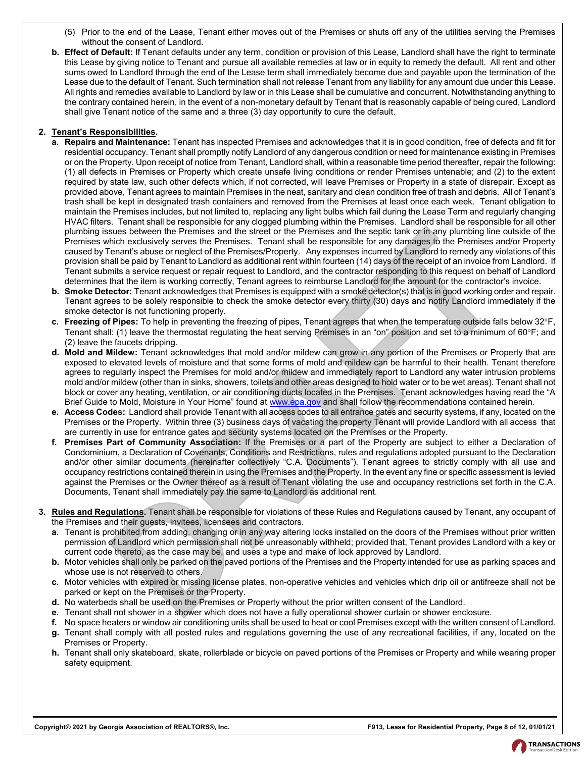(5) Prior to the end of the Lease, Tenant either moves out of the Premises or shuts off any of the utilities serving the Premises without the consent of Landlord.

**b. Effect of Default:** If Tenant defaults under any term, condition or provision of this Lease, Landlord shall have the right to terminate this Lease by giving notice to Tenant and pursue all available remedies at law or in equity to remedy the default. All rent and other sums owed to Landlord through the end of the Lease term shall immediately become due and payable upon the termination of the Lease due to the default of Tenant. Such termination shall not release Tenant from any liability for any amount due under this Lease. All rights and remedies available to Landlord by law or in this Lease shall be cumulative and concurrent. Notwithstanding anything to the contrary contained herein, in the event of a non-monetary default by Tenant that is reasonably capable of being cured, Landlord shall give Tenant notice of the same and a three (3) day opportunity to cure the default.

**2. Tenant's Responsibilities.**

**a. Repairs and Maintenance:** Tenant has inspected Premises and acknowledges that it is in good condition, free of defects and fit for residential occupancy. Tenant shall promptly notify Landlord of any dangerous condition or need for maintenance existing in Premises or on the Property. Upon receipt of notice from Tenant, Landlord shall, within a reasonable time period thereafter, repair the following: (1) all defects in Premises or Property which create unsafe living conditions or render Premises untenable; and (2) to the extent required by state law, such other defects which, if not corrected, will leave Premises or Property in a state of disrepair. Except as provided above, Tenant agrees to maintain Premises in the neat, sanitary and clean condition free of trash and debris. All of Tenant's trash shall be kept in designated trash containers and removed from the Premises at least once each week. Tenant obligation to maintain the Premises includes, but not limited to, replacing any light bulbs which fail during the Lease Term and regularly changing HVAC filters. Tenant shall be responsible for any clogged plumbing within the Premises. Landlord shall be responsible for all other plumbing issues between the Premises and the street or the Premises and the septic tank or in any plumbing line outside of the Premises which exclusively serves the Premises. Tenant shall be responsible for any damages to the Premises and/or Property caused by Tenant's abuse or neglect of the Premises/Property. Any expenses incurred by Landlord to remedy any violations of this provision shall be paid by Tenant to Landlord as additional rent within fourteen (14) days of the receipt of an invoice from Landlord. If Tenant submits a service request or repair request to Landlord, and the contractor responding to this request on behalf of Landlord determines that the item is working correctly, Tenant agrees to reimburse Landlord for the amount for the contractor's invoice.

**b. Smoke Detector:** Tenant acknowledges that Premises is equipped with a smoke detector(s) that is in good working order and repair. Tenant agrees to be solely responsible to check the smoke detector every thirty (30) days and notify Landlord immediately if the smoke detector is not functioning properly.

**c. Freezing of Pipes:** To help in preventing the freezing of pipes, Tenant agrees that when the temperature outside falls below 32°F, Tenant shall: (1) leave the thermostat regulating the heat serving Premises in an "on" position and set to a minimum of 60°F; and (2) leave the faucets dripping.

**d. Mold and Mildew:** Tenant acknowledges that mold and/or mildew can grow in any portion of the Premises or Property that are exposed to elevated levels of moisture and that some forms of mold and mildew can be harmful to their health. Tenant therefore agrees to regularly inspect the Premises for mold and/or mildew and immediately report to Landlord any water intrusion problems mold and/or mildew (other than in sinks, showers, toilets and other areas designed to hold water or to be wet areas). Tenant shall not block or cover any heating, ventilation, or air conditioning ducts located in the Premises. Tenant acknowledges having read the "A Brief Guide to Mold, Moisture in Your Home" found at www.epa.gov and shall follow the recommendations contained herein.

**e. Access Codes:** Landlord shall provide Tenant with all access codes to all entrance gates and security systems, if any, located on the Premises or the Property. Within three (3) business days of vacating the property Tenant will provide Landlord with all access that are currently in use for entrance gates and security systems located on the Premises or the Property.

**f. Premises Part of Community Association:** If the Premises or a part of the Property are subject to either a Declaration of Condominium, a Declaration of Covenants, Conditions and Restrictions, rules and regulations adopted pursuant to the Declaration and/or other similar documents (hereinafter collectively "C.A. Documents"). Tenant agrees to strictly comply with all use and occupancy restrictions contained therein in using the Premises and the Property. In the event any fine or specific assessment is levied against the Premises or the Owner thereof as a result of Tenant violating the use and occupancy restrictions set forth in the C.A. Documents, Tenant shall immediately pay the same to Landlord as additional rent.

**3. Rules and Regulations.** Tenant shall be responsible for violations of these Rules and Regulations caused by Tenant, any occupant of the Premises and their guests, invitees, licensees and contractors.

**a.** Tenant is prohibited from adding, changing or in any way altering locks installed on the doors of the Premises without prior written permission of Landlord which permission shall not be unreasonably withheld; provided that, Tenant provides Landlord with a key or current code thereto, as the case may be, and uses a type and make of lock approved by Landlord.

**b.** Motor vehicles shall only be parked on the paved portions of the Premises and the Property intended for use as parking spaces and whose use is not reserved to others.

**c.** Motor vehicles with expired or missing license plates, non-operative vehicles and vehicles which drip oil or antifreeze shall not be parked or kept on the Premises or the Property.

**d.** No waterbeds shall be used on the Premises or Property without the prior written consent of the Landlord.

**e.** Tenant shall not shower in a shower which does not have a fully operational shower curtain or shower enclosure.

**f.** No space heaters or window air conditioning units shall be used to heat or cool Premises except with the written consent of Landlord.

**g.** Tenant shall comply with all posted rules and regulations governing the use of any recreational facilities, if any, located on the Premises or Property.

**h.** Tenant shall only skateboard, skate, rollerblade or bicycle on paved portions of the Premises or Property and while wearing proper safety equipment.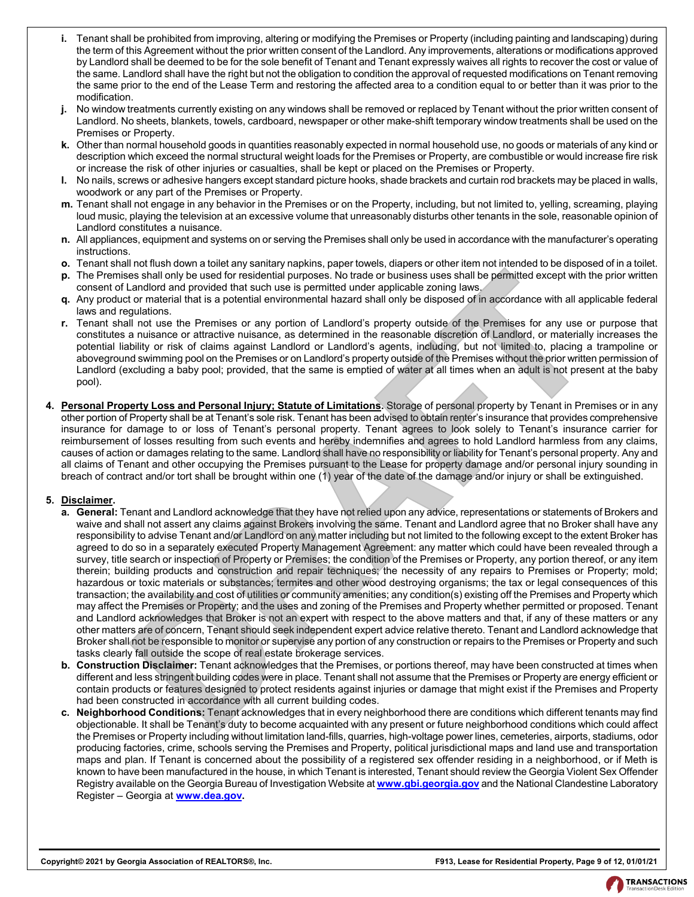i. Tenant shall be prohibited from improving, altering or modifying the Premises or Property (including painting and landscaping) during the term of this Agreement without the prior written consent of the Landlord. Any improvements, alterations or modifications approved by Landlord shall be deemed to be for the sole benefit of Tenant and Tenant expressly waives all rights to recover the cost or value of the same. Landlord shall have the right but not the obligation to condition the approval of requested modifications on Tenant removing the same prior to the end of the Lease Term and restoring the affected area to a condition equal to or better than it was prior to the modification.

j. No window treatments currently existing on any windows shall be removed or replaced by Tenant without the prior written consent of Landlord. No sheets, blankets, towels, cardboard, newspaper or other make-shift temporary window treatments shall be used on the Premises or Property.

k. Other than normal household goods in quantities reasonably expected in normal household use, no goods or materials of any kind or description which exceed the normal structural weight loads for the Premises or Property, are combustible or would increase fire risk or increase the risk of other injuries or casualties, shall be kept or placed on the Premises or Property.

l. No nails, screws or adhesive hangers except standard picture hooks, shade brackets and curtain rod brackets may be placed in walls, woodwork or any part of the Premises or Property.

m. Tenant shall not engage in any behavior in the Premises or on the Property, including, but not limited to, yelling, screaming, playing loud music, playing the television at an excessive volume that unreasonably disturbs other tenants in the sole, reasonable opinion of Landlord constitutes a nuisance.

n. All appliances, equipment and systems on or serving the Premises shall only be used in accordance with the manufacturer's operating instructions.

o. Tenant shall not flush down a toilet any sanitary napkins, paper towels, diapers or other item not intended to be disposed of in a toilet.

p. The Premises shall only be used for residential purposes. No trade or business uses shall be permitted except with the prior written consent of Landlord and provided that such use is permitted under applicable zoning laws.

q. Any product or material that is a potential environmental hazard shall only be disposed of in accordance with all applicable federal laws and regulations.

r. Tenant shall not use the Premises or any portion of Landlord's property outside of the Premises for any use or purpose that constitutes a nuisance or attractive nuisance, as determined in the reasonable discretion of Landlord, or materially increases the potential liability or risk of claims against Landlord or Landlord's agents, including, but not limited to, placing a trampoline or aboveground swimming pool on the Premises or on Landlord's property outside of the Premises without the prior written permission of Landlord (excluding a baby pool; provided, that the same is emptied of water at all times when an adult is not present at the baby pool).

4. **Personal Property Loss and Personal Injury; Statute of Limitations.** Storage of personal property by Tenant in Premises or in any other portion of Property shall be at Tenant's sole risk. Tenant has been advised to obtain renter's insurance that provides comprehensive insurance for damage to or loss of Tenant's personal property. Tenant agrees to look solely to Tenant's insurance carrier for reimbursement of losses resulting from such events and hereby indemnifies and agrees to hold Landlord harmless from any claims, causes of action or damages relating to the same. Landlord shall have no responsibility or liability for Tenant's personal property. Any and all claims of Tenant and other occupying the Premises pursuant to the Lease for property damage and/or personal injury sounding in breach of contract and/or tort shall be brought within one (1) year of the date of the damage and/or injury or shall be extinguished.

5. **Disclaimer.**

a. **General:** Tenant and Landlord acknowledge that they have not relied upon any advice, representations or statements of Brokers and waive and shall not assert any claims against Brokers involving the same. Tenant and Landlord agree that no Broker shall have any responsibility to advise Tenant and/or Landlord on any matter including but not limited to the following except to the extent Broker has agreed to do so in a separately executed Property Management Agreement: any matter which could have been revealed through a survey, title search or inspection of Property or Premises; the condition of the Premises or Property, any portion thereof, or any item therein; building products and construction and repair techniques; the necessity of any repairs to Premises or Property; mold; hazardous or toxic materials or substances; termites and other wood destroying organisms; the tax or legal consequences of this transaction; the availability and cost of utilities or community amenities; any condition(s) existing off the Premises and Property which may affect the Premises or Property; and the uses and zoning of the Premises and Property whether permitted or proposed. Tenant and Landlord acknowledges that Broker is not an expert with respect to the above matters and that, if any of these matters or any other matters are of concern, Tenant should seek independent expert advice relative thereto. Tenant and Landlord acknowledge that Broker shall not be responsible to monitor or supervise any portion of any construction or repairs to the Premises or Property and such tasks clearly fall outside the scope of real estate brokerage services.

b. **Construction Disclaimer:** Tenant acknowledges that the Premises, or portions thereof, may have been constructed at times when different and less stringent building codes were in place. Tenant shall not assume that the Premises or Property are energy efficient or contain products or features designed to protect residents against injuries or damage that might exist if the Premises and Property had been constructed in accordance with all current building codes.

c. **Neighborhood Conditions:** Tenant acknowledges that in every neighborhood there are conditions which different tenants may find objectionable. It shall be Tenant's duty to become acquainted with any present or future neighborhood conditions which could affect the Premises or Property including without limitation land-fills, quarries, high-voltage power lines, cemeteries, airports, stadiums, odor producing factories, crime, schools serving the Premises and Property, political jurisdictional maps and land use and transportation maps and plan. If Tenant is concerned about the possibility of a registered sex offender residing in a neighborhood, or if Meth is known to have been manufactured in the house, in which Tenant is interested, Tenant should review the Georgia Violent Sex Offender Registry available on the Georgia Bureau of Investigation Website at **www.gbi.georgia.gov** and the National Clandestine Laboratory Register – Georgia at **www.dea.gov.**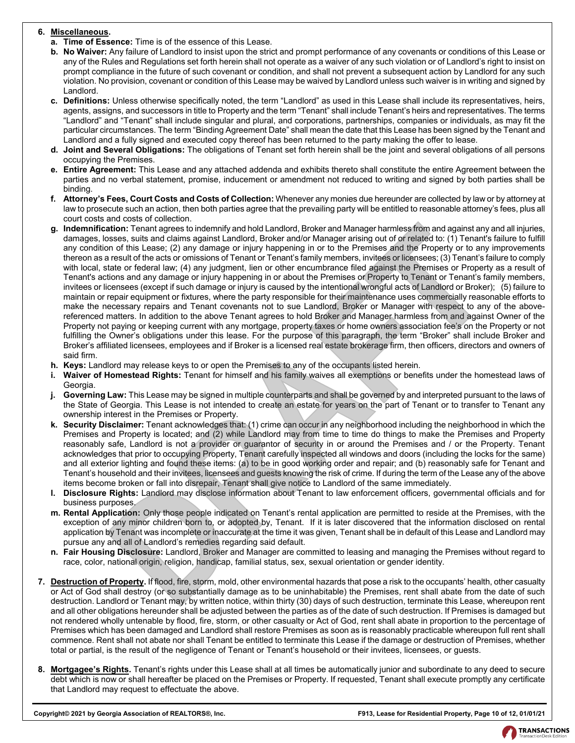6. **Miscellaneous.**
   a. **Time of Essence:** Time is of the essence of this Lease.
   b. **No Waiver:** Any failure of Landlord to insist upon the strict and prompt performance of any covenants or conditions of this Lease or any of the Rules and Regulations set forth herein shall not operate as a waiver of any such violation or of Landlord's right to insist on prompt compliance in the future of such covenant or condition, and shall not prevent a subsequent action by Landlord for any such violation. No provision, covenant or condition of this Lease may be waived by Landlord unless such waiver is in writing and signed by Landlord.
   c. **Definitions:** Unless otherwise specifically noted, the term "Landlord" as used in this Lease shall include its representatives, heirs, agents, assigns, and successors in title to Property and the term "Tenant" shall include Tenant's heirs and representatives. The terms "Landlord" and "Tenant" shall include singular and plural, and corporations, partnerships, companies or individuals, as may fit the particular circumstances. The term "Binding Agreement Date" shall mean the date that this Lease has been signed by the Tenant and Landlord and a fully signed and executed copy thereof has been returned to the party making the offer to lease.
   d. **Joint and Several Obligations:** The obligations of Tenant set forth herein shall be the joint and several obligations of all persons occupying the Premises.
   e. **Entire Agreement:** This Lease and any attached addenda and exhibits thereto shall constitute the entire Agreement between the parties and no verbal statement, promise, inducement or amendment not reduced to writing and signed by both parties shall be binding.
   f. **Attorney's Fees, Court Costs and Costs of Collection:** Whenever any monies due hereunder are collected by law or by attorney at law to prosecute such an action, then both parties agree that the prevailing party will be entitled to reasonable attorney's fees, plus all court costs and costs of collection.
   g. **Indemnification:** Tenant agrees to indemnify and hold Landlord, Broker and Manager harmless from and against any and all injuries, damages, losses, suits and claims against Landlord, Broker and/or Manager arising out of or related to: (1) Tenant's failure to fulfill any condition of this Lease; (2) any damage or injury happening in or to the Premises and the Property or to any improvements thereon as a result of the acts or omissions of Tenant or Tenant's family members, invitees or licensees; (3) Tenant's failure to comply with local, state or federal law; (4) any judgment, lien or other encumbrance filed against the Premises or Property as a result of Tenant's actions and any damage or injury happening in or about the Premises or Property to Tenant or Tenant's family members, invitees or licensees (except if such damage or injury is caused by the intentional wrongful acts of Landlord or Broker); (5) failure to maintain or repair equipment or fixtures, where the party responsible for their maintenance uses commercially reasonable efforts to make the necessary repairs and Tenant covenants not to sue Landlord, Broker or Manager with respect to any of the above-referenced matters. In addition to the above Tenant agrees to hold Broker and Manager harmless from and against Owner of the Property not paying or keeping current with any mortgage, property taxes or home owners association fee's on the Property or not fulfilling the Owner's obligations under this lease. For the purpose of this paragraph, the term "Broker" shall include Broker and Broker's affiliated licensees, employees and if Broker is a licensed real estate brokerage firm, then officers, directors and owners of said firm.
   h. **Keys:** Landlord may release keys to or open the Premises to any of the occupants listed herein.
   i. **Waiver of Homestead Rights:** Tenant for himself and his family waives all exemptions or benefits under the homestead laws of Georgia.
   j. **Governing Law:** This Lease may be signed in multiple counterparts and shall be governed by and interpreted pursuant to the laws of the State of Georgia. This Lease is not intended to create an estate for years on the part of Tenant or to transfer to Tenant any ownership interest in the Premises or Property.
   k. **Security Disclaimer:** Tenant acknowledges that: (1) crime can occur in any neighborhood including the neighborhood in which the Premises and Property is located; and (2) while Landlord may from time to time do things to make the Premises and Property reasonably safe, Landlord is not a provider or guarantor of security in or around the Premises and / or the Property. Tenant acknowledges that prior to occupying Property, Tenant carefully inspected all windows and doors (including the locks for the same) and all exterior lighting and found these items: (a) to be in good working order and repair; and (b) reasonably safe for Tenant and Tenant's household and their invitees, licensees and guests knowing the risk of crime. If during the term of the Lease any of the above items become broken or fall into disrepair, Tenant shall give notice to Landlord of the same immediately.
   l. **Disclosure Rights:** Landlord may disclose information about Tenant to law enforcement officers, governmental officials and for business purposes.
   m. **Rental Application:** Only those people indicated on Tenant's rental application are permitted to reside at the Premises, with the exception of any minor children born to, or adopted by, Tenant. If it is later discovered that the information disclosed on rental application by Tenant was incomplete or inaccurate at the time it was given, Tenant shall be in default of this Lease and Landlord may pursue any and all of Landlord's remedies regarding said default.
   n. **Fair Housing Disclosure:** Landlord, Broker and Manager are committed to leasing and managing the Premises without regard to race, color, national origin, religion, handicap, familial status, sex, sexual orientation or gender identity.

7. **Destruction of Property.** If flood, fire, storm, mold, other environmental hazards that pose a risk to the occupants' health, other casualty or Act of God shall destroy (or so substantially damage as to be uninhabitable) the Premises, rent shall abate from the date of such destruction. Landlord or Tenant may, by written notice, within thirty (30) days of such destruction, terminate this Lease, whereupon rent and all other obligations hereunder shall be adjusted between the parties as of the date of such destruction. If Premises is damaged but not rendered wholly untenable by flood, fire, storm, or other casualty or Act of God, rent shall abate in proportion to the percentage of Premises which has been damaged and Landlord shall restore Premises as soon as is reasonably practicable whereupon full rent shall commence. Rent shall not abate nor shall Tenant be entitled to terminate this Lease if the damage or destruction of Premises, whether total or partial, is the result of the negligence of Tenant or Tenant's household or their invitees, licensees, or guests.

8. **Mortgagee's Rights.** Tenant's rights under this Lease shall at all times be automatically junior and subordinate to any deed to secure debt which is now or shall hereafter be placed on the Premises or Property. If requested, Tenant shall execute promptly any certificate that Landlord may request to effectuate the above.

Copyright© 2021 by Georgia Association of REALTORS®, Inc. F913, Lease for Residential Property, Page 10 of 12, 01/01/21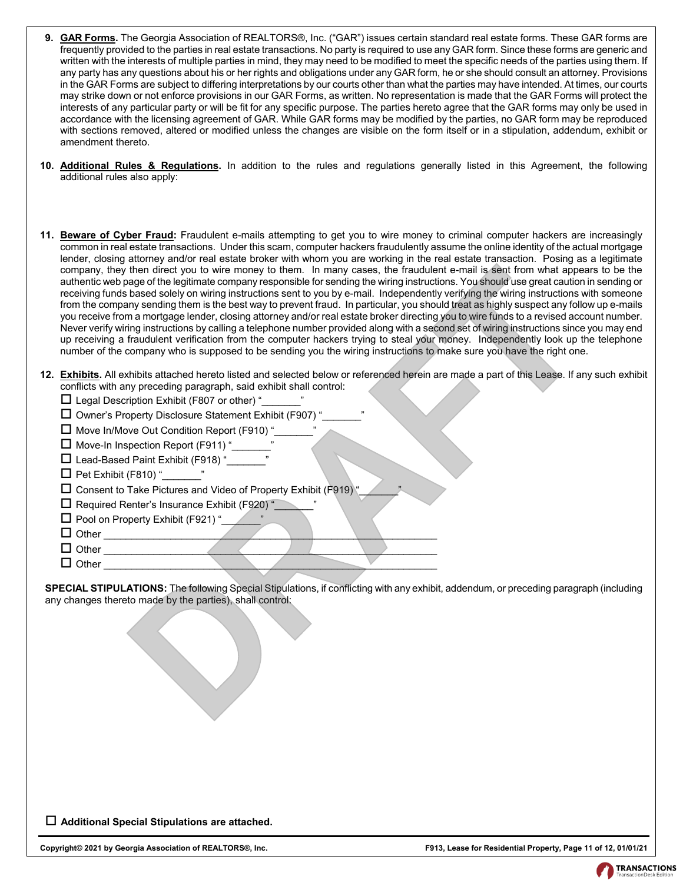9. **GAR Forms.** The Georgia Association of REALTORS®, Inc. ("GAR") issues certain standard real estate forms. These GAR forms are frequently provided to the parties in real estate transactions. No party is required to use any GAR form. Since these forms are generic and written with the interests of multiple parties in mind, they may need to be modified to meet the specific needs of the parties using them. If any party has any questions about his or her rights and obligations under any GAR form, he or she should consult an attorney. Provisions in the GAR Forms are subject to differing interpretations by our courts other than what the parties may have intended. At times, our courts may strike down or not enforce provisions in our GAR Forms, as written. No representation is made that the GAR Forms will protect the interests of any particular party or will be fit for any specific purpose. The parties hereto agree that the GAR forms may only be used in accordance with the licensing agreement of GAR. While GAR forms may be modified by the parties, no GAR form may be reproduced with sections removed, altered or modified unless the changes are visible on the form itself or in a stipulation, addendum, exhibit or amendment thereto.

10. **Additional Rules & Regulations.** In addition to the rules and regulations generally listed in this Agreement, the following additional rules also apply:

11. **Beware of Cyber Fraud:** Fraudulent e-mails attempting to get you to wire money to criminal computer hackers are increasingly common in real estate transactions. Under this scam, computer hackers fraudulently assume the online identity of the actual mortgage lender, closing attorney and/or real estate broker with whom you are working in the real estate transaction. Posing as a legitimate company, they then direct you to wire money to them. In many cases, the fraudulent e-mail is sent from what appears to be the authentic web page of the legitimate company responsible for sending the wiring instructions. You should use great caution in sending or receiving funds based solely on wiring instructions sent to you by e-mail. Independently verifying the wiring instructions with someone from the company sending them is the best way to prevent fraud. In particular, you should treat as highly suspect any follow up e-mails you receive from a mortgage lender, closing attorney and/or real estate broker directing you to wire funds to a revised account number. Never verify wiring instructions by calling a telephone number provided along with a second set of wiring instructions since you may end up receiving a fraudulent verification from the computer hackers trying to steal your money. Independently look up the telephone number of the company who is supposed to be sending you the wiring instructions to make sure you have the right one.

12. **Exhibits.** All exhibits attached hereto listed and selected below or referenced herein are made a part of this Lease. If any such exhibit conflicts with any preceding paragraph, said exhibit shall control:
    - ☐ Legal Description Exhibit (F807 or other) "_______"
    - ☐ Owner's Property Disclosure Statement Exhibit (F907) "_______"
    - ☐ Move In/Move Out Condition Report (F910) "_______"
    - ☐ Move-In Inspection Report (F911) "_______"
    - ☐ Lead-Based Paint Exhibit (F918) "_______"
    - ☐ Pet Exhibit (F810) "_______"
    - ☐ Consent to Take Pictures and Video of Property Exhibit (F919) "_______"
    - ☐ Required Renter's Insurance Exhibit (F920) "_______"
    - ☐ Pool on Property Exhibit (F921) "_______"
    - ☐ Other ____________________________________________
    - ☐ Other ____________________________________________
    - ☐ Other ____________________________________________

**SPECIAL STIPULATIONS:** The following Special Stipulations, if conflicting with any exhibit, addendum, or preceding paragraph (including any changes thereto made by the parties), shall control:

☐ **Additional Special Stipulations are attached.**

**Copyright© 2021 by Georgia Association of REALTORS®, Inc.** **F913, Lease for Residential Property, 01/01/21**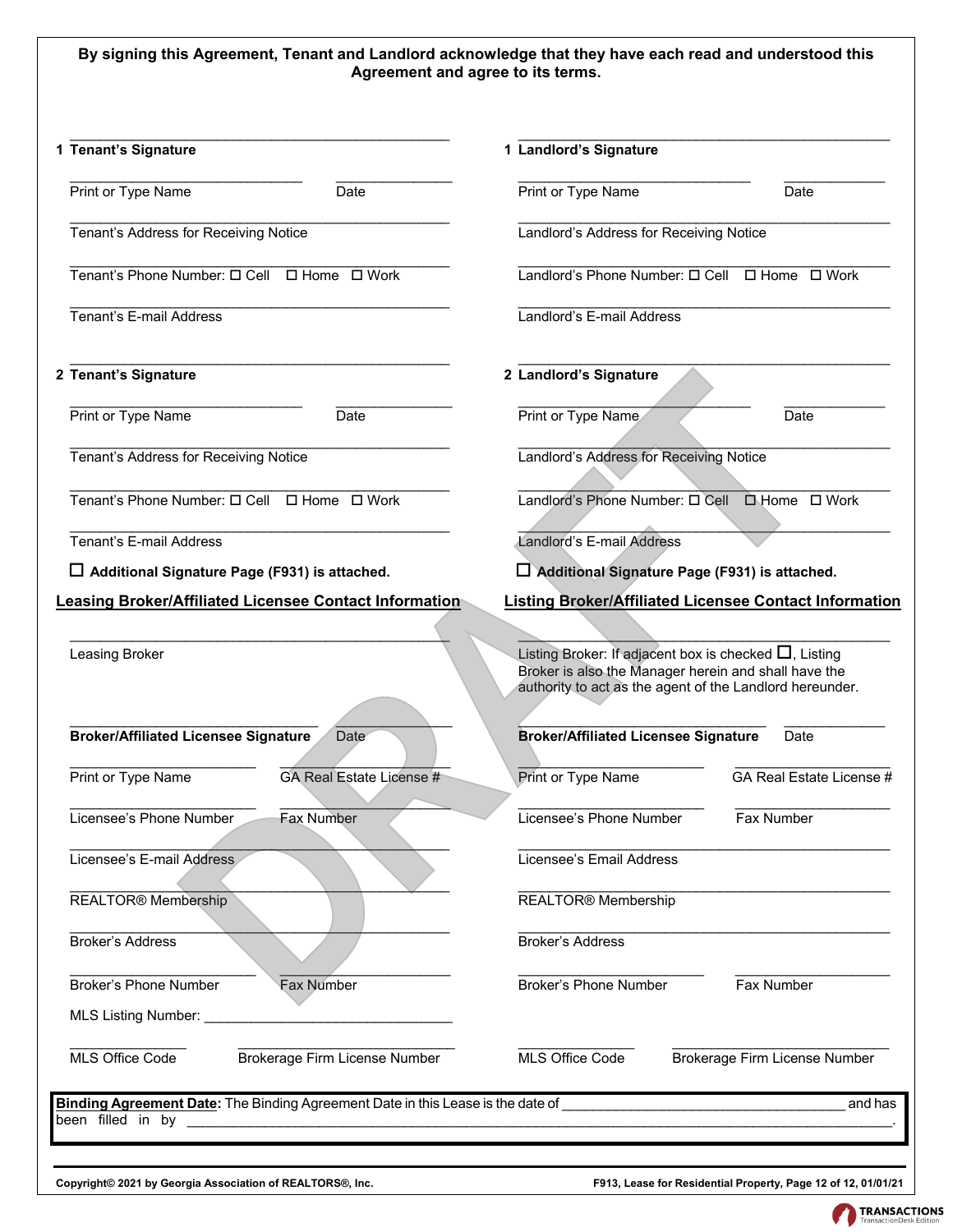**By signing this Agreement, Tenant and Landlord acknowledge that they have each read and understood this Agreement and agree to its terms.**

**1 Tenant's Signature**

Print or Type Name ______________ Date ______________

Tenant's Address for Receiving Notice

Tenant's Phone Number: ☐ Cell ☐ Home ☐ Work

Tenant's E-mail Address

**2 Tenant's Signature**

Print or Type Name ______________ Date ______________

Tenant's Address for Receiving Notice

Tenant's Phone Number: ☐ Cell ☐ Home ☐ Work

Tenant's E-mail Address

☐ **Additional Signature Page (F931) is attached.**

**1 Landlord's Signature**

Print or Type Name ______________ Date ______________

Landlord's Address for Receiving Notice

Landlord's Phone Number: ☐ Cell ☐ Home ☐ Work

Landlord's E-mail Address

**2 Landlord's Signature**

Print or Type Name ______________ Date ______________

Landlord's Address for Receiving Notice

Landlord's Phone Number: ☐ Cell ☐ Home ☐ Work

Landlord's E-mail Address

☐ **Additional Signature Page (F931) is attached.**

## Leasing Broker/Affiliated Licensee Contact Information

Leasing Broker

**Broker/Affiliated Licensee Signature** ______________ Date ______________

Print or Type Name ______________ GA Real Estate License # ______________

Licensee's Phone Number ______________ Fax Number ______________

Licensee's E-mail Address

REALTOR® Membership

Broker's Address

Broker's Phone Number ______________ Fax Number ______________

MLS Listing Number: ______________

MLS Office Code ______________ Brokerage Firm License Number ______________

## Listing Broker/Affiliated Licensee Contact Information

Listing Broker: If adjacent box is checked ☐, Listing Broker is also the Manager herein and shall have the authority to act as the agent of the Landlord hereunder.

**Broker/Affiliated Licensee Signature** ______________ Date ______________

Print or Type Name ______________ GA Real Estate License # ______________

Licensee's Phone Number ______________ Fax Number ______________

Licensee's Email Address

REALTOR® Membership

Broker's Address

Broker's Phone Number ______________ Fax Number ______________

MLS Office Code ______________ Brokerage Firm License Number ______________

**Binding Agreement Date:** The Binding Agreement Date in this Lease is the date of ______________________________ and has been filled in by ______________________________________________.

Copyright© 2021 by Georgia Association of REALTORS®, Inc.

F913, Lease for Residential Property